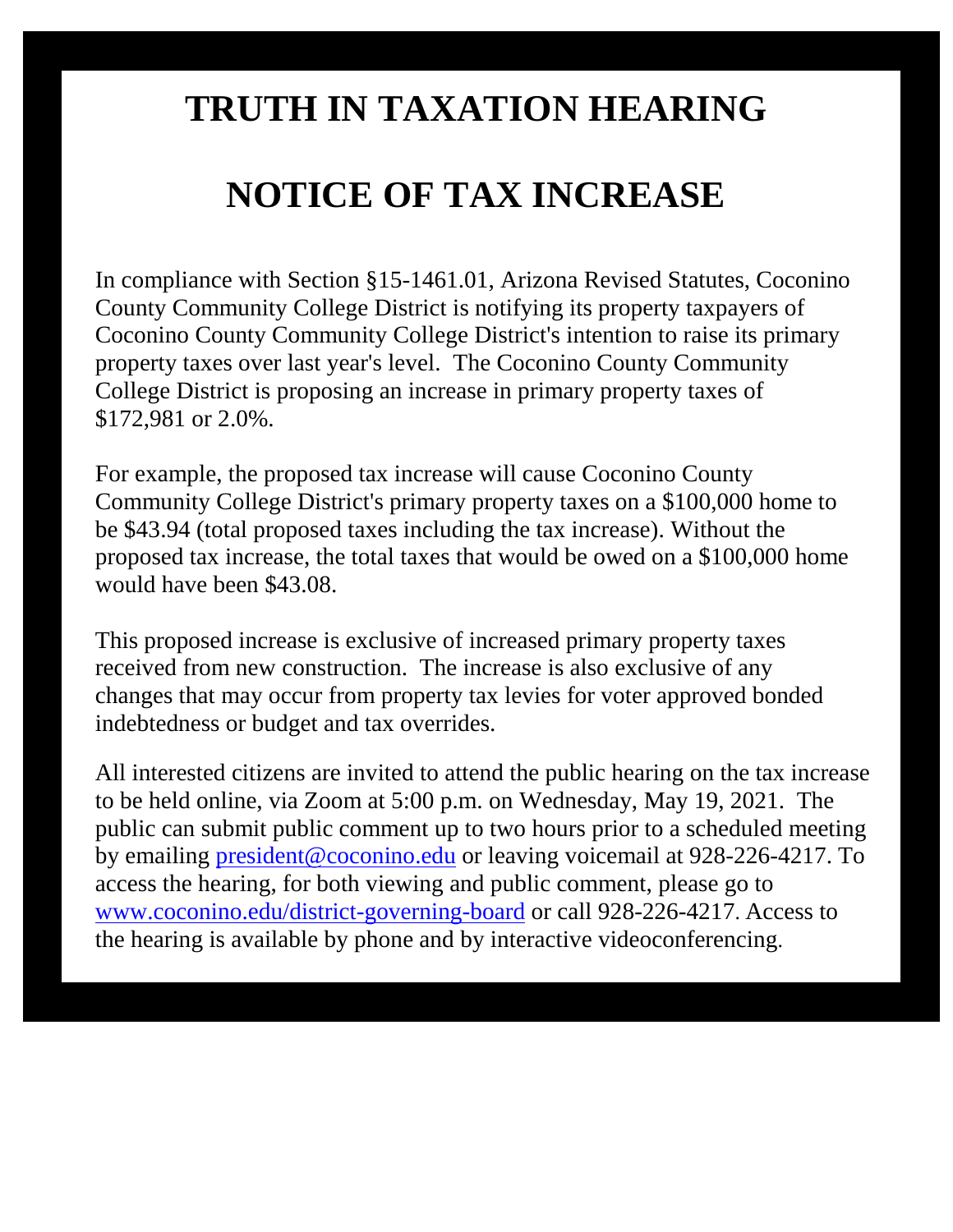# TRUTH IN TAXATION HEARING

# NOTICE OF TAX INCREASE

In compliance with Section §15-1461.01, Arizona Revised Statutes, Coconino County Community College District is notifying its property taxpayers of Coconino County Community College District's intention to raise its primary property taxes over last year's level. The Coconino County Community College District is proposing an increase in primary property taxes of $172,981 or 2.0%.

For example, the proposed tax increase will cause Coconino County Community College District's primary property taxes on a $100,000 home to be $43.94 (total proposed taxes including the tax increase). Without the proposed tax increase, the total taxes that would be owed on a $100,000 home would have been $43.08.

This proposed increase is exclusive of increased primary property taxes received from new construction. The increase is also exclusive of any changes that may occur from property tax levies for voter approved bonded indebtedness or budget and tax overrides.

All interested citizens are invited to attend the public hearing on the tax increase to be held online, via Zoom at 5:00 p.m. on Wednesday, May 19, 2021. The public can submit public comment up to two hours prior to a scheduled meeting by emailing [president@coconino.edu](mailto:president@coconino.edu) or leaving voicemail at 928-226-4217. To access the hearing, for both viewing and public comment, please go to [www.coconino.edu/district-governing-board](http://www.coconino.edu/district-governing-board) or call 928-226-4217. Access to the hearing is available by phone and by interactive videoconferencing.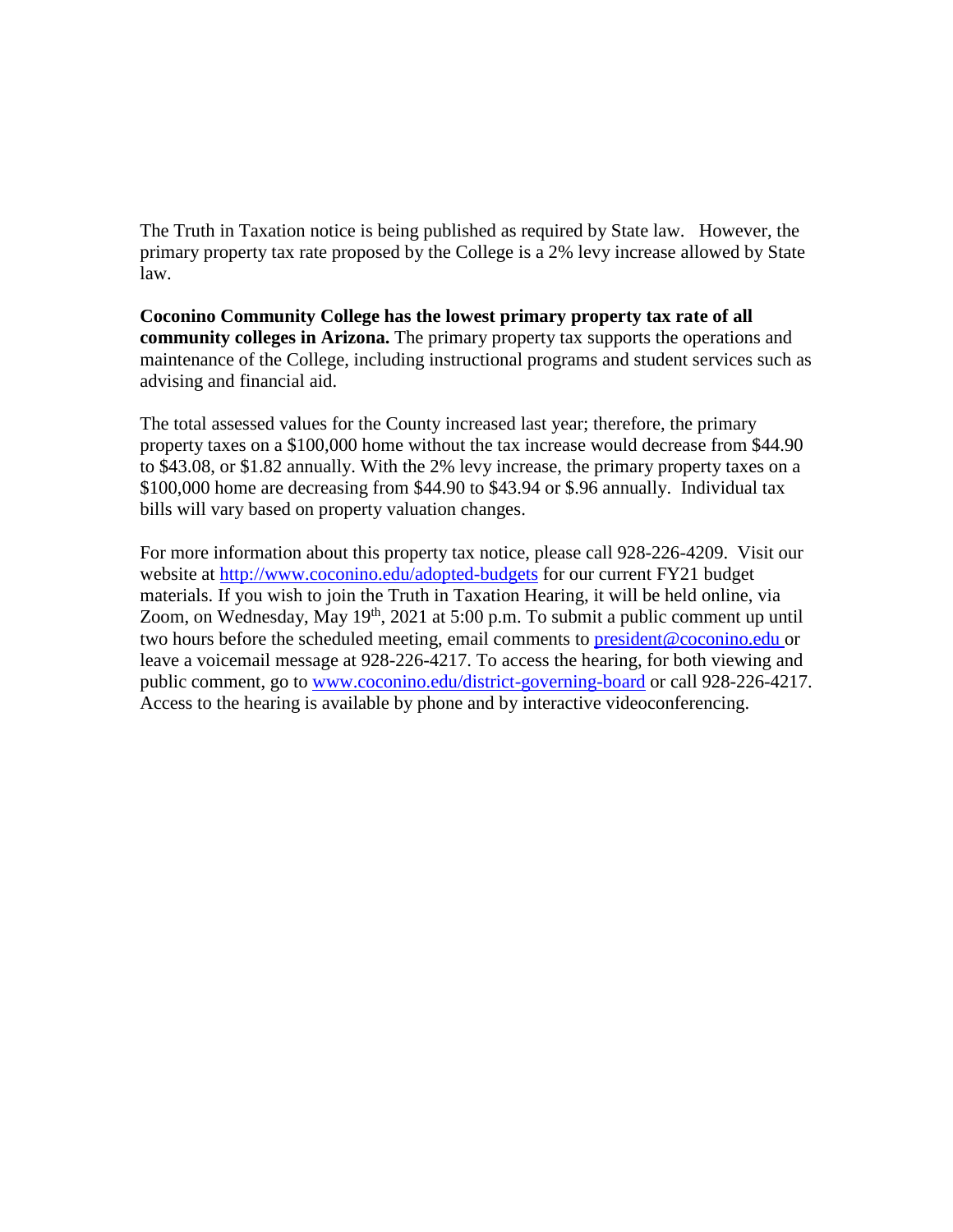The Truth in Taxation notice is being published as required by State law. However, the primary property tax rate proposed by the College is a 2% levy increase allowed by State law.

**Coconino Community College has the lowest primary property tax rate of all community colleges in Arizona.** The primary property tax supports the operations and maintenance of the College, including instructional programs and student services such as advising and financial aid.

The total assessed values for the County increased last year; therefore, the primary property taxes on a $100,000 home without the tax increase would decrease from $44.90 to $43.08, or $1.82 annually. With the 2% levy increase, the primary property taxes on a $100,000 home are decreasing from $44.90 to $43.94 or $.96 annually. Individual tax bills will vary based on property valuation changes.

For more information about this property tax notice, please call 928-226-4209. Visit our website at [http://www.coconino.edu/adopted-budgets](http://www.coconino.edu/adopted-budgets) for our current FY21 budget materials. If you wish to join the Truth in Taxation Hearing, it will be held online, via Zoom, on Wednesday, May 19th, 2021 at 5:00 p.m. To submit a public comment up until two hours before the scheduled meeting, email comments to [president@coconino.edu](mailto:president@coconino.edu) or leave a voicemail message at 928-226-4217. To access the hearing, for both viewing and public comment, go to [www.coconino.edu/district-governing-board](http://www.coconino.edu/district-governing-board) or call 928-226-4217. Access to the hearing is available by phone and by interactive videoconferencing.